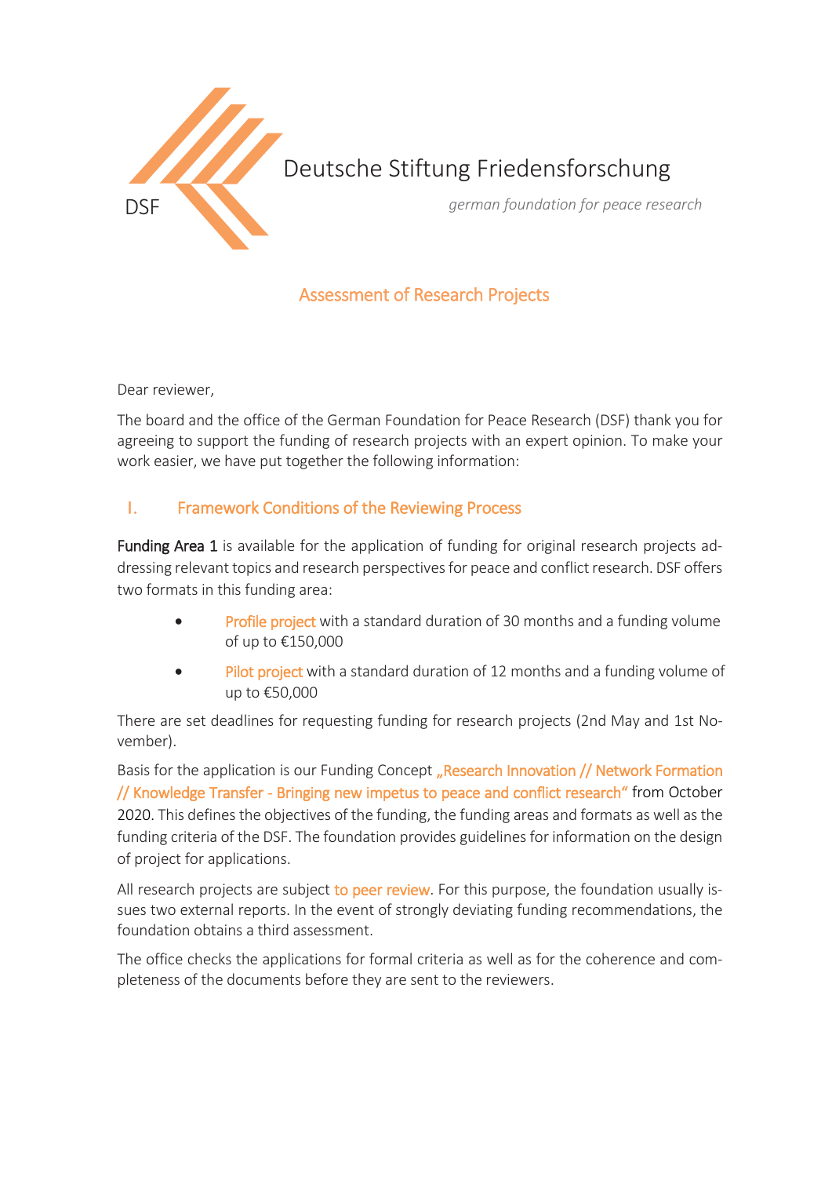Deutsche Stiftung Friedensforschung

DSF

*german foundation for peace research*

# Assessment of Research Projects

Dear reviewer,

The board and the office of the German Foundation for Peace Research (DSF) thank you for agreeing to support the funding of research projects with an expert opinion. To make your work easier, we have put together the following information:

## I. Framework Conditions of the Reviewing Process

**Funding Area 1** is available for the application of funding for original research projects addressing relevant topics and research perspectives for peace and conflict research. DSF offers two formats in this funding area:

- Profile project with a standard duration of 30 months and a funding volume of up to €150,000
- Pilot project with a standard duration of 12 months and a funding volume of up to €50,000

There are set deadlines for requesting funding for research projects (2nd May and 1st November).

Basis for the application is our Funding Concept „Research Innovation // Network Formation // Knowledge Transfer - Bringing new impetus to peace and conflict research" from October 2020. This defines the objectives of the funding, the funding areas and formats as well as the funding criteria of the DSF. The foundation provides guidelines for information on the design of project for applications.

All research projects are subject to peer review. For this purpose, the foundation usually issues two external reports. In the event of strongly deviating funding recommendations, the foundation obtains a third assessment.

The office checks the applications for formal criteria as well as for the coherence and completeness of the documents before they are sent to the reviewers.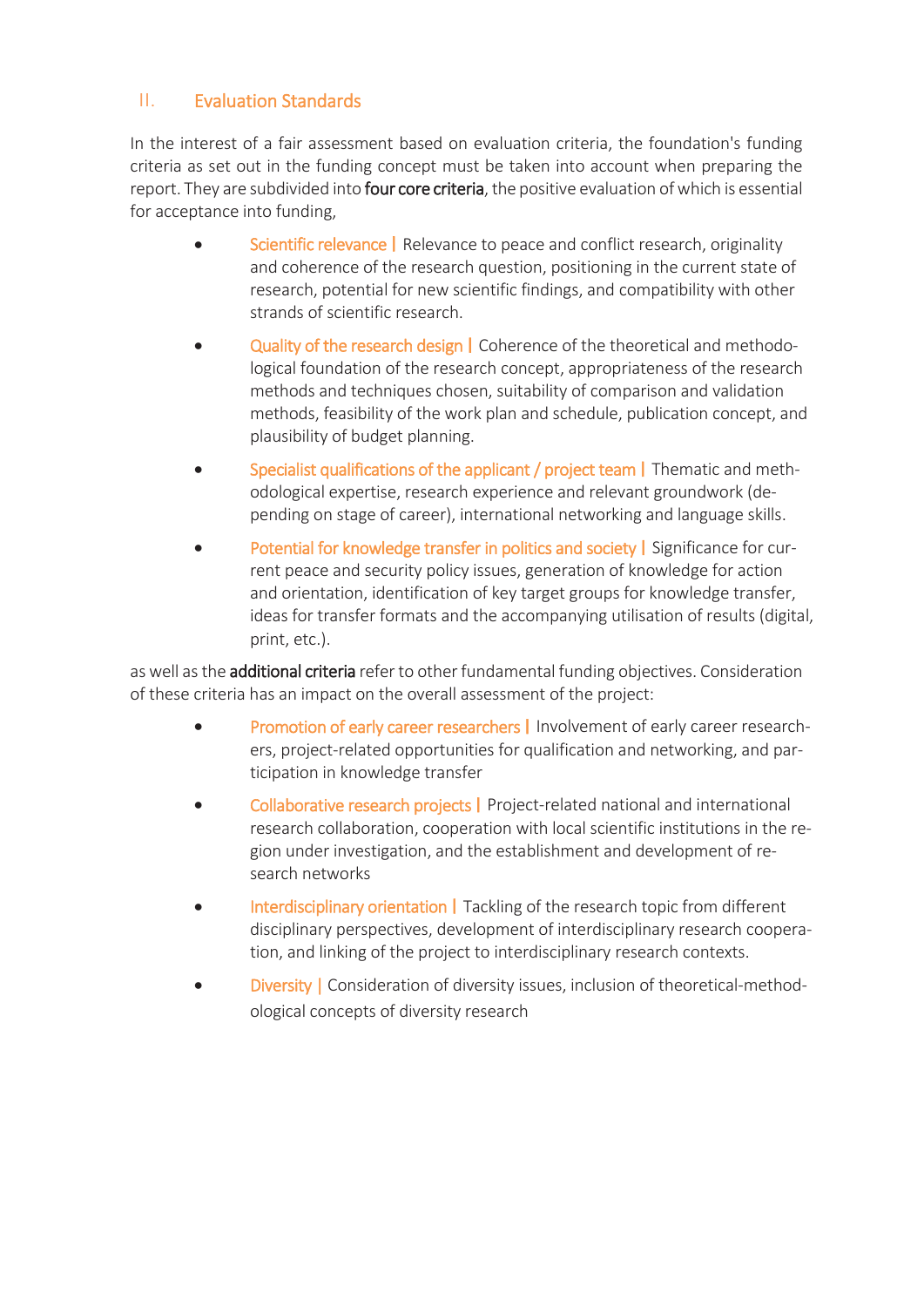## II. Evaluation Standards

In the interest of a fair assessment based on evaluation criteria, the foundation's funding criteria as set out in the funding concept must be taken into account when preparing the report. They are subdivided into **four core criteria**, the positive evaluation of which is essential for acceptance into funding,

- Scientific relevance | Relevance to peace and conflict research, originality and coherence of the research question, positioning in the current state of research, potential for new scientific findings, and compatibility with other strands of scientific research.
- Quality of the research design | Coherence of the theoretical and methodological foundation of the research concept, appropriateness of the research methods and techniques chosen, suitability of comparison and validation methods, feasibility of the work plan and schedule, publication concept, and plausibility of budget planning.
- Specialist qualifications of the applicant / project team | Thematic and methodological expertise, research experience and relevant groundwork (depending on stage of career), international networking and language skills.
- Potential for knowledge transfer in politics and society | Significance for current peace and security policy issues, generation of knowledge for action and orientation, identification of key target groups for knowledge transfer, ideas for transfer formats and the accompanying utilisation of results (digital, print, etc.).

as well as the **additional criteria** refer to other fundamental funding objectives. Consideration of these criteria has an impact on the overall assessment of the project:

- Promotion of early career researchers | Involvement of early career researchers, project-related opportunities for qualification and networking, and participation in knowledge transfer
- Collaborative research projects | Project-related national and international research collaboration, cooperation with local scientific institutions in the region under investigation, and the establishment and development of research networks
- Interdisciplinary orientation | Tackling of the research topic from different disciplinary perspectives, development of interdisciplinary research cooperation, and linking of the project to interdisciplinary research contexts.
- Diversity | Consideration of diversity issues, inclusion of theoretical-methodological concepts of diversity research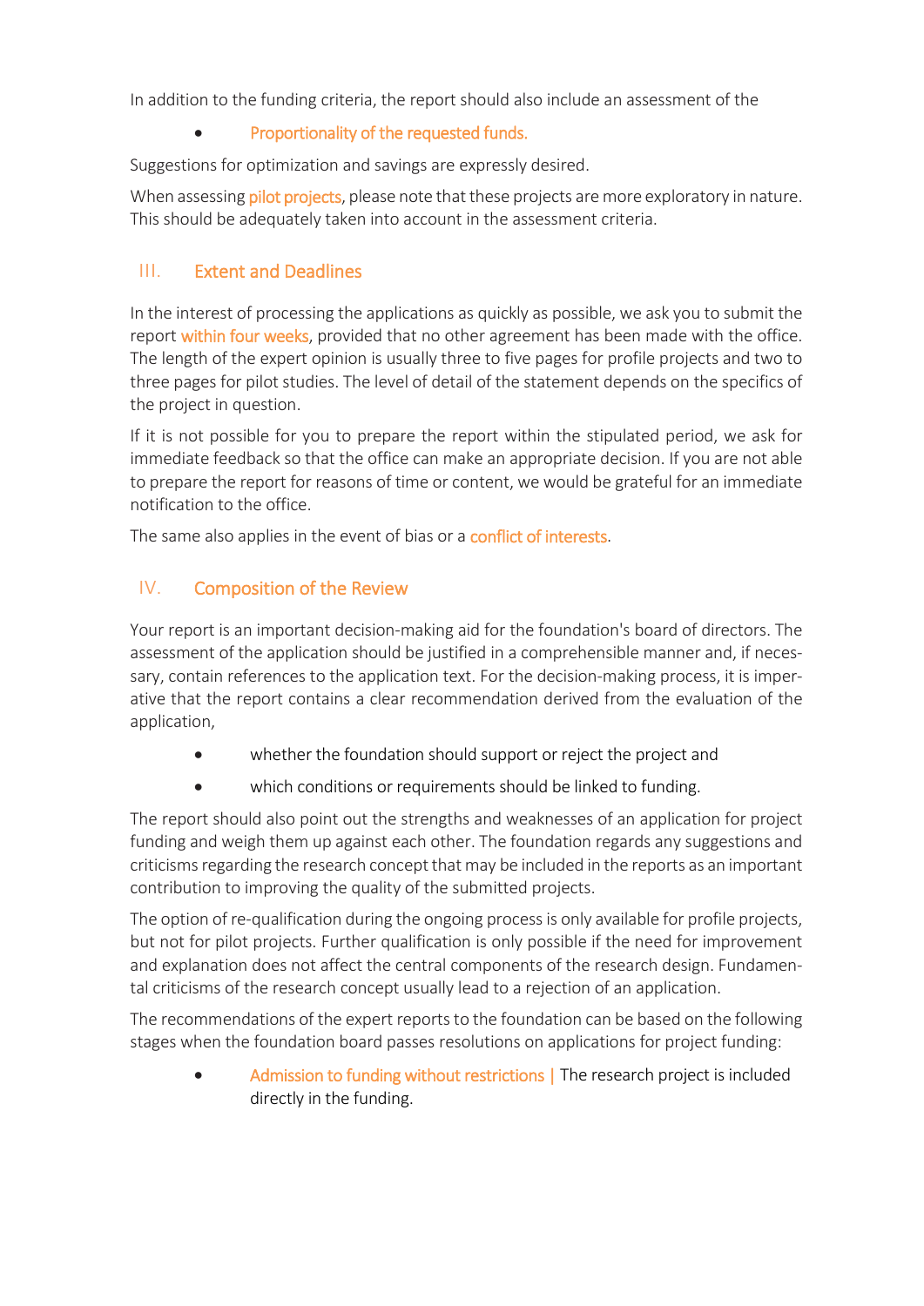In addition to the funding criteria, the report should also include an assessment of the

- Proportionality of the requested funds.

Suggestions for optimization and savings are expressly desired.

When assessing pilot projects, please note that these projects are more exploratory in nature. This should be adequately taken into account in the assessment criteria.

## III. Extent and Deadlines

In the interest of processing the applications as quickly as possible, we ask you to submit the report within four weeks, provided that no other agreement has been made with the office. The length of the expert opinion is usually three to five pages for profile projects and two to three pages for pilot studies. The level of detail of the statement depends on the specifics of the project in question.

If it is not possible for you to prepare the report within the stipulated period, we ask for immediate feedback so that the office can make an appropriate decision. If you are not able to prepare the report for reasons of time or content, we would be grateful for an immediate notification to the office.

The same also applies in the event of bias or a conflict of interests.

## IV. Composition of the Review

Your report is an important decision-making aid for the foundation's board of directors. The assessment of the application should be justified in a comprehensible manner and, if necessary, contain references to the application text. For the decision-making process, it is imperative that the report contains a clear recommendation derived from the evaluation of the application,

- whether the foundation should support or reject the project and
- which conditions or requirements should be linked to funding.

The report should also point out the strengths and weaknesses of an application for project funding and weigh them up against each other. The foundation regards any suggestions and criticisms regarding the research concept that may be included in the reports as an important contribution to improving the quality of the submitted projects.

The option of re-qualification during the ongoing process is only available for profile projects, but not for pilot projects. Further qualification is only possible if the need for improvement and explanation does not affect the central components of the research design. Fundamental criticisms of the research concept usually lead to a rejection of an application.

The recommendations of the expert reports to the foundation can be based on the following stages when the foundation board passes resolutions on applications for project funding:

- Admission to funding without restrictions | The research project is included directly in the funding.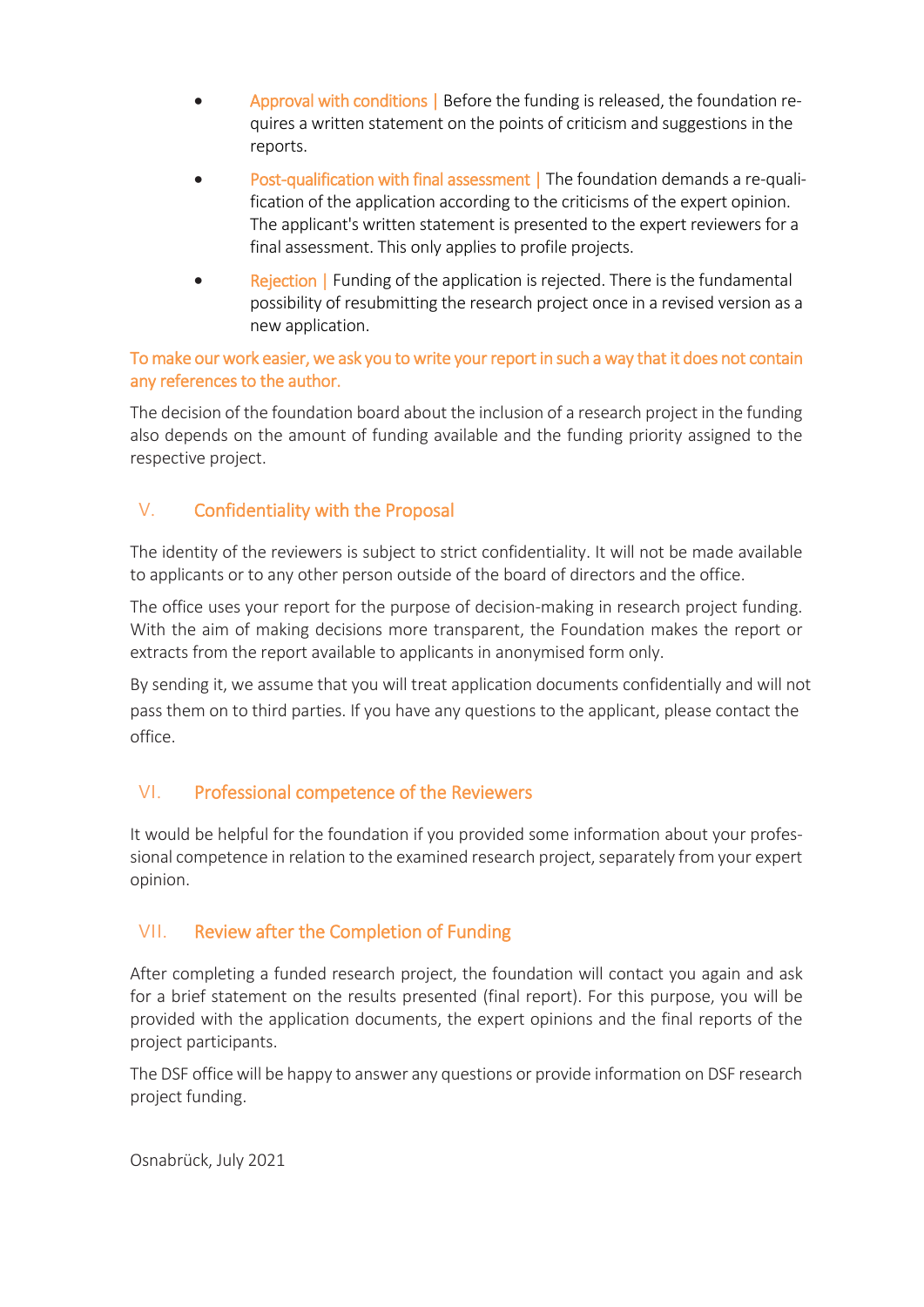- Approval with conditions | Before the funding is released, the foundation requires a written statement on the points of criticism and suggestions in the reports.
- Post-qualification with final assessment | The foundation demands a re-qualification of the application according to the criticisms of the expert opinion. The applicant's written statement is presented to the expert reviewers for a final assessment. This only applies to profile projects.
- Rejection | Funding of the application is rejected. There is the fundamental possibility of resubmitting the research project once in a revised version as a new application.

To make our work easier, we ask you to write your report in such a way that it does not contain any references to the author.

The decision of the foundation board about the inclusion of a research project in the funding also depends on the amount of funding available and the funding priority assigned to the respective project.

## V. Confidentiality with the Proposal

The identity of the reviewers is subject to strict confidentiality. It will not be made available to applicants or to any other person outside of the board of directors and the office.

The office uses your report for the purpose of decision-making in research project funding. With the aim of making decisions more transparent, the Foundation makes the report or extracts from the report available to applicants in anonymised form only.

By sending it, we assume that you will treat application documents confidentially and will not pass them on to third parties. If you have any questions to the applicant, please contact the office.

## VI. Professional competence of the Reviewers

It would be helpful for the foundation if you provided some information about your professional competence in relation to the examined research project, separately from your expert opinion.

## VII. Review after the Completion of Funding

After completing a funded research project, the foundation will contact you again and ask for a brief statement on the results presented (final report). For this purpose, you will be provided with the application documents, the expert opinions and the final reports of the project participants.

The DSF office will be happy to answer any questions or provide information on DSF research project funding.

Osnabrück, July 2021